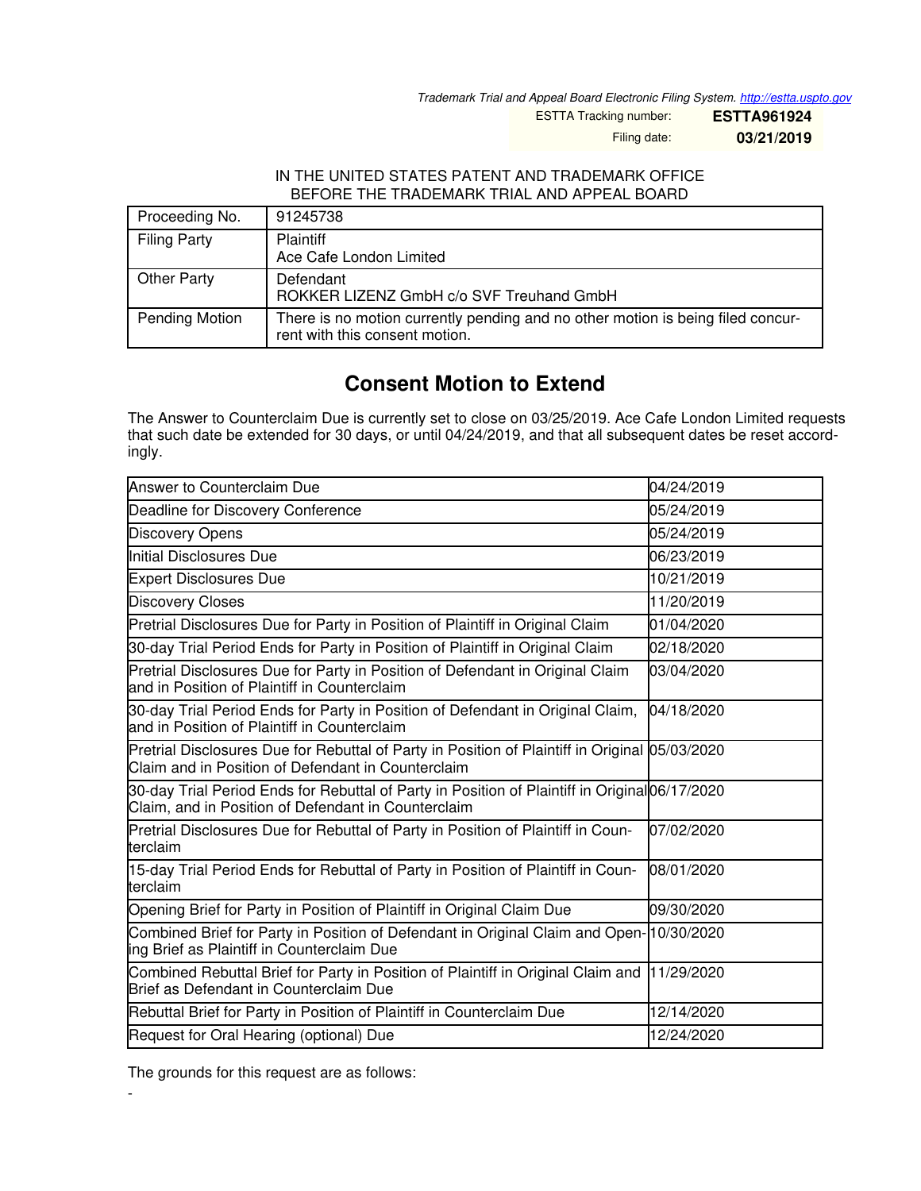Trademark Trial and Appeal Board Electronic Filing System. http://estta.uspto.gov

ESTTA Tracking number: **ESTTA961924**

Filing date: **03/21/2019**

IN THE UNITED STATES PATENT AND TRADEMARK OFFICE
BEFORE THE TRADEMARK TRIAL AND APPEAL BOARD

| Proceeding No. | 91245738 |
|---|---|
| Filing Party | Plaintiff<br>Ace Cafe London Limited |
| Other Party | Defendant<br>ROKKER LIZENZ GmbH c/o SVF Treuhand GmbH |
| Pending Motion | There is no motion currently pending and no other motion is being filed concurrent with this consent motion. |

# Consent Motion to Extend

The Answer to Counterclaim Due is currently set to close on 03/25/2019. Ace Cafe London Limited requests that such date be extended for 30 days, or until 04/24/2019, and that all subsequent dates be reset accordingly.

| Event | Date |
|---|---|
| Answer to Counterclaim Due | 04/24/2019 |
| Deadline for Discovery Conference | 05/24/2019 |
| Discovery Opens | 05/24/2019 |
| Initial Disclosures Due | 06/23/2019 |
| Expert Disclosures Due | 10/21/2019 |
| Discovery Closes | 11/20/2019 |
| Pretrial Disclosures Due for Party in Position of Plaintiff in Original Claim | 01/04/2020 |
| 30-day Trial Period Ends for Party in Position of Plaintiff in Original Claim | 02/18/2020 |
| Pretrial Disclosures Due for Party in Position of Defendant in Original Claim and in Position of Plaintiff in Counterclaim | 03/04/2020 |
| 30-day Trial Period Ends for Party in Position of Defendant in Original Claim, and in Position of Plaintiff in Counterclaim | 04/18/2020 |
| Pretrial Disclosures Due for Rebuttal of Party in Position of Plaintiff in Original Claim and in Position of Defendant in Counterclaim | 05/03/2020 |
| 30-day Trial Period Ends for Rebuttal of Party in Position of Plaintiff in Original Claim, and in Position of Defendant in Counterclaim | 06/17/2020 |
| Pretrial Disclosures Due for Rebuttal of Party in Position of Plaintiff in Counterclaim | 07/02/2020 |
| 15-day Trial Period Ends for Rebuttal of Party in Position of Plaintiff in Counterclaim | 08/01/2020 |
| Opening Brief for Party in Position of Plaintiff in Original Claim Due | 09/30/2020 |
| Combined Brief for Party in Position of Defendant in Original Claim and Opening Brief as Plaintiff in Counterclaim Due | 10/30/2020 |
| Combined Rebuttal Brief for Party in Position of Plaintiff in Original Claim and Brief as Defendant in Counterclaim Due | 11/29/2020 |
| Rebuttal Brief for Party in Position of Plaintiff in Counterclaim Due | 12/14/2020 |
| Request for Oral Hearing (optional) Due | 12/24/2020 |

The grounds for this request are as follows:

-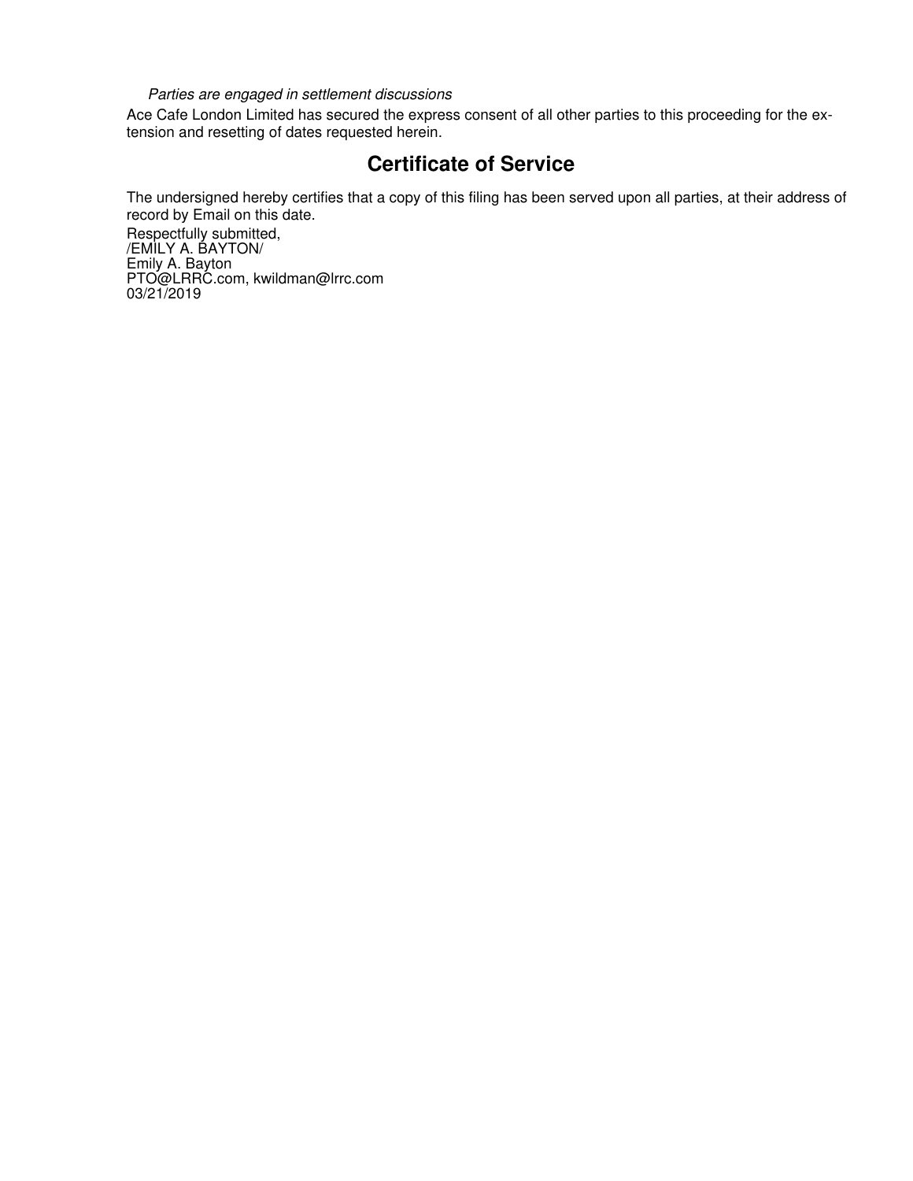*Parties are engaged in settlement discussions*

Ace Cafe London Limited has secured the express consent of all other parties to this proceeding for the extension and resetting of dates requested herein.

## Certificate of Service

The undersigned hereby certifies that a copy of this filing has been served upon all parties, at their address of record by Email on this date.

Respectfully submitted,
/EMILY A. BAYTON/
Emily A. Bayton
PTO@LRRC.com, kwildman@lrrc.com
03/21/2019